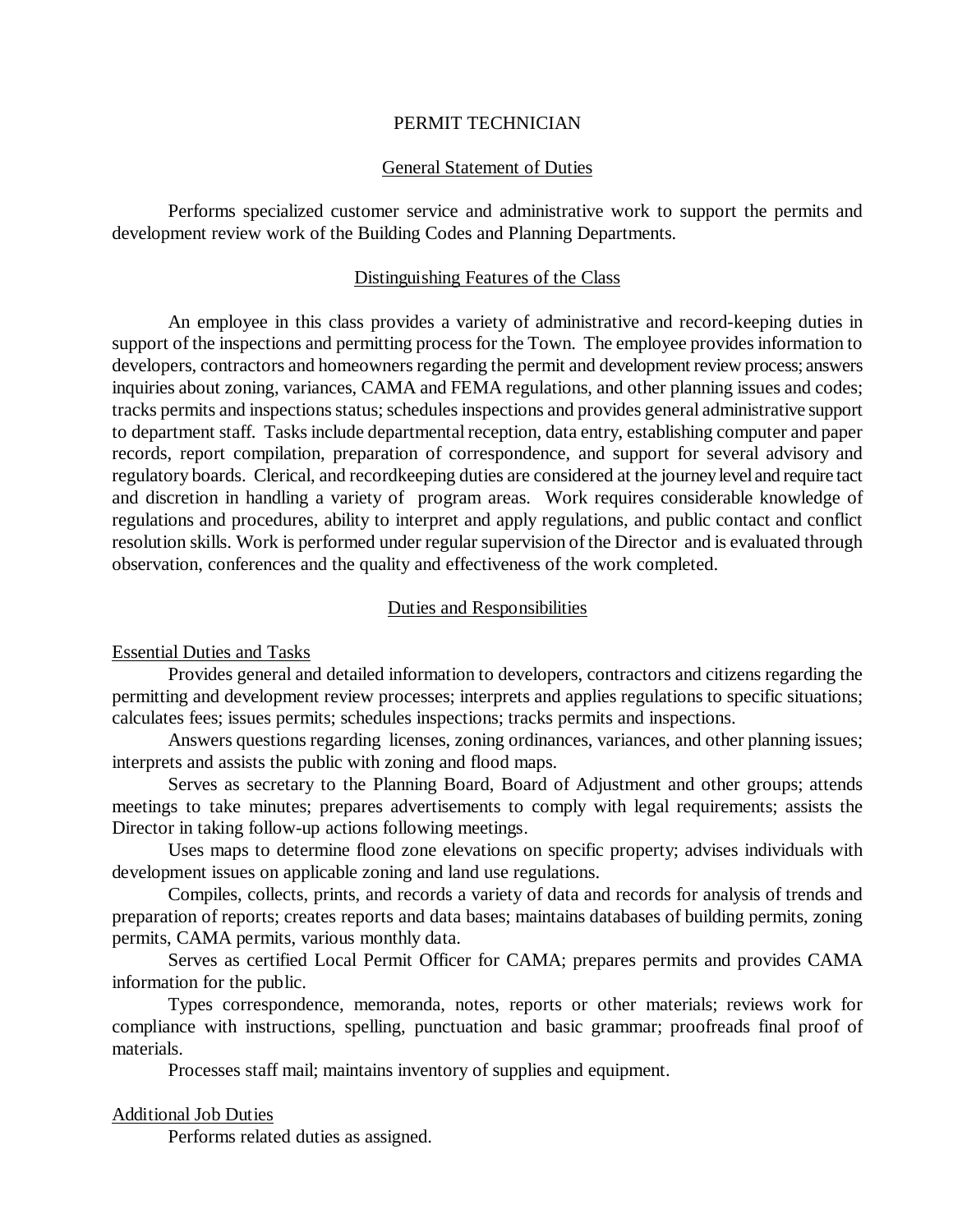# PERMIT TECHNICIAN

## General Statement of Duties

Performs specialized customer service and administrative work to support the permits and development review work of the Building Codes and Planning Departments.

## Distinguishing Features of the Class

An employee in this class provides a variety of administrative and record-keeping duties in support of the inspections and permitting process for the Town. The employee provides information to developers, contractors and homeowners regarding the permit and development review process; answers inquiries about zoning, variances, CAMA and FEMA regulations, and other planning issues and codes; tracks permits and inspections status; schedules inspections and provides general administrative support to department staff. Tasks include departmental reception, data entry, establishing computer and paper records, report compilation, preparation of correspondence, and support for several advisory and regulatory boards. Clerical, and recordkeeping duties are considered at the journey level and require tact and discretion in handling a variety of program areas. Work requires considerable knowledge of regulations and procedures, ability to interpret and apply regulations, and public contact and conflict resolution skills. Work is performed under regular supervision of the Director and is evaluated through observation, conferences and the quality and effectiveness of the work completed.

## Duties and Responsibilities

### Essential Duties and Tasks

Provides general and detailed information to developers, contractors and citizens regarding the permitting and development review processes; interprets and applies regulations to specific situations; calculates fees; issues permits; schedules inspections; tracks permits and inspections.

Answers questions regarding licenses, zoning ordinances, variances, and other planning issues; interprets and assists the public with zoning and flood maps.

Serves as secretary to the Planning Board, Board of Adjustment and other groups; attends meetings to take minutes; prepares advertisements to comply with legal requirements; assists the Director in taking follow-up actions following meetings.

Uses maps to determine flood zone elevations on specific property; advises individuals with development issues on applicable zoning and land use regulations.

Compiles, collects, prints, and records a variety of data and records for analysis of trends and preparation of reports; creates reports and data bases; maintains databases of building permits, zoning permits, CAMA permits, various monthly data.

Serves as certified Local Permit Officer for CAMA; prepares permits and provides CAMA information for the public.

Types correspondence, memoranda, notes, reports or other materials; reviews work for compliance with instructions, spelling, punctuation and basic grammar; proofreads final proof of materials.

Processes staff mail; maintains inventory of supplies and equipment.

### Additional Job Duties

Performs related duties as assigned.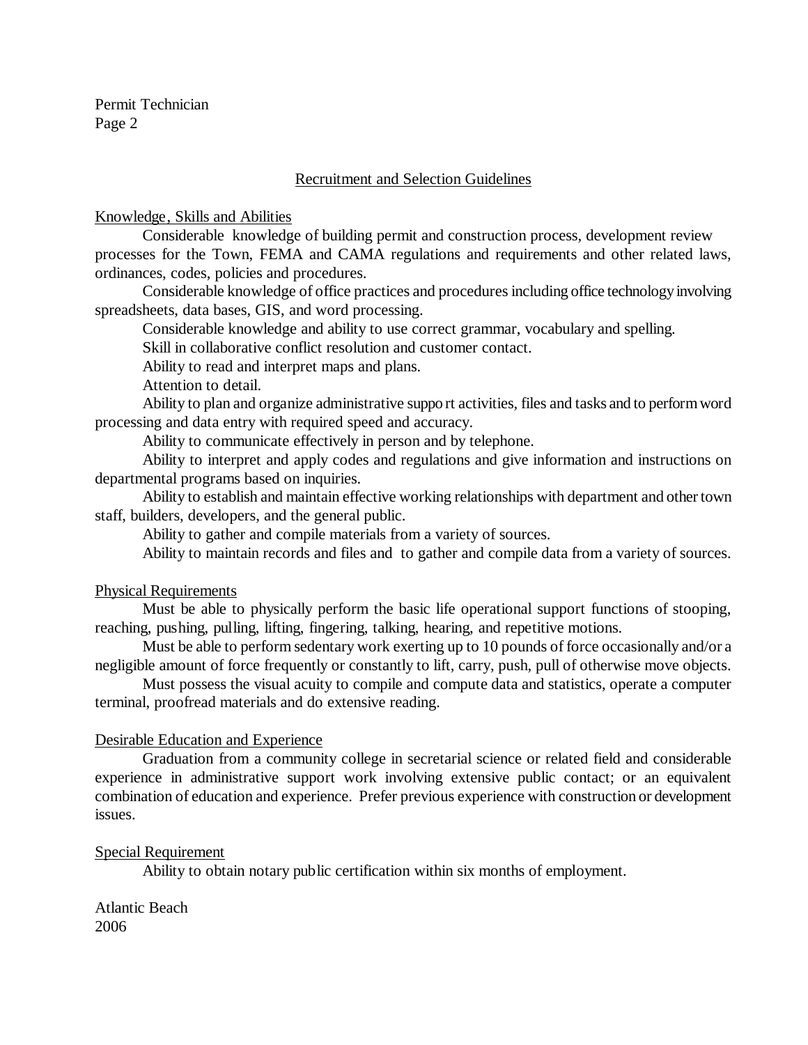## Recruitment and Selection Guidelines

### Knowledge, Skills and Abilities

Considerable knowledge of building permit and construction process, development review processes for the Town, FEMA and CAMA regulations and requirements and other related laws, ordinances, codes, policies and procedures.

Considerable knowledge of office practices and procedures including office technology involving spreadsheets, data bases, GIS, and word processing.

Considerable knowledge and ability to use correct grammar, vocabulary and spelling.

Skill in collaborative conflict resolution and customer contact.

Ability to read and interpret maps and plans.

Attention to detail.

Ability to plan and organize administrative support activities, files and tasks and to perform word processing and data entry with required speed and accuracy.

Ability to communicate effectively in person and by telephone.

Ability to interpret and apply codes and regulations and give information and instructions on departmental programs based on inquiries.

Ability to establish and maintain effective working relationships with department and other town staff, builders, developers, and the general public.

Ability to gather and compile materials from a variety of sources.

Ability to maintain records and files and to gather and compile data from a variety of sources.

### Physical Requirements

Must be able to physically perform the basic life operational support functions of stooping, reaching, pushing, pulling, lifting, fingering, talking, hearing, and repetitive motions.

Must be able to perform sedentary work exerting up to 10 pounds of force occasionally and/or a negligible amount of force frequently or constantly to lift, carry, push, pull of otherwise move objects.

Must possess the visual acuity to compile and compute data and statistics, operate a computer terminal, proofread materials and do extensive reading.

### Desirable Education and Experience

Graduation from a community college in secretarial science or related field and considerable experience in administrative support work involving extensive public contact; or an equivalent combination of education and experience. Prefer previous experience with construction or development issues.

### Special Requirement

Ability to obtain notary public certification within six months of employment.

Atlantic Beach
2006